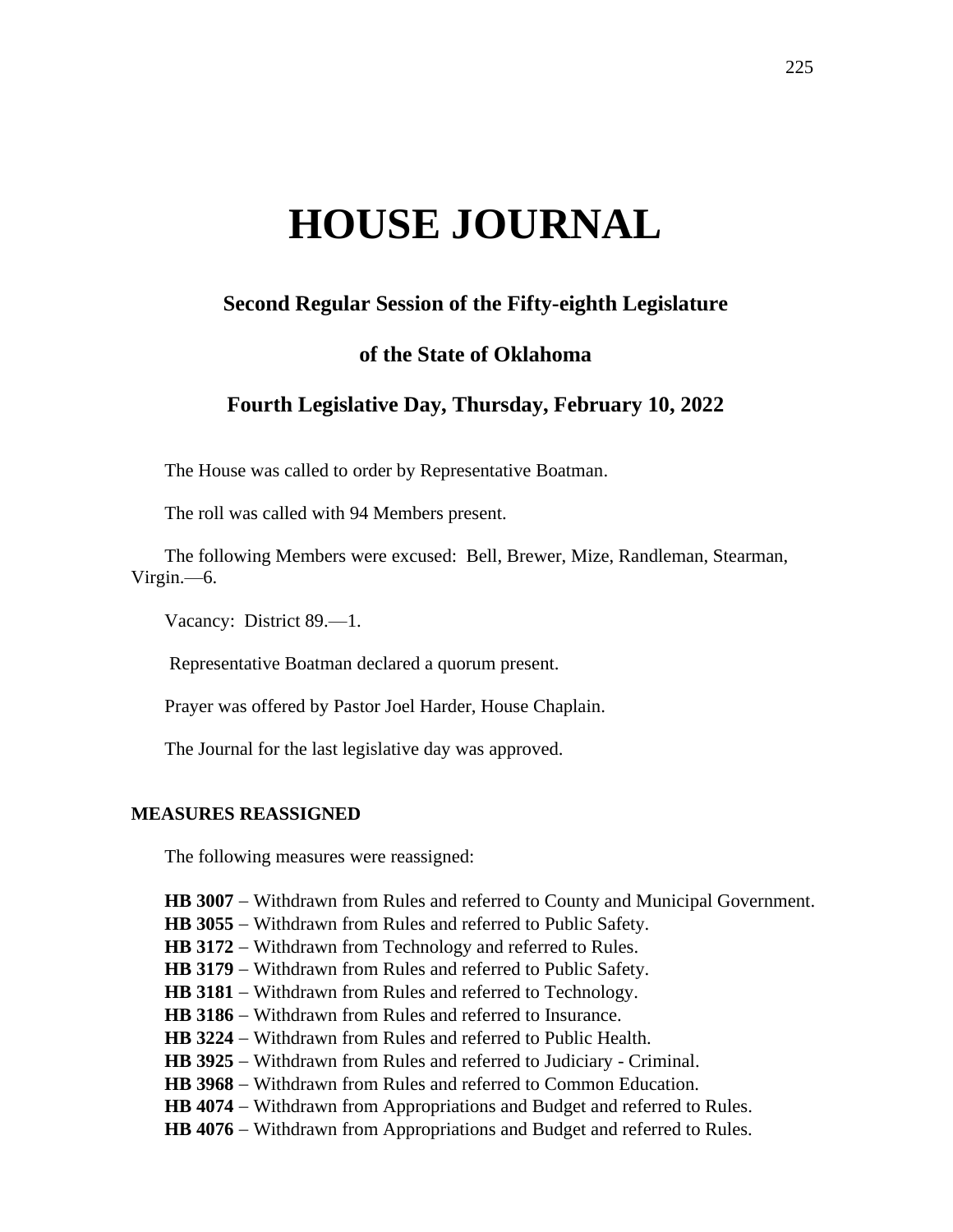# HOUSE JOURNAL

## Second Regular Session of the Fifty-eighth Legislature

## of the State of Oklahoma

## Fourth Legislative Day, Thursday, February 10, 2022

The House was called to order by Representative Boatman.

The roll was called with 94 Members present.

The following Members were excused: Bell, Brewer, Mize, Randleman, Stearman, Virgin.—6.

Vacancy: District 89.—1.

Representative Boatman declared a quorum present.

Prayer was offered by Pastor Joel Harder, House Chaplain.

The Journal for the last legislative day was approved.

### MEASURES REASSIGNED

The following measures were reassigned:

**HB 3007** – Withdrawn from Rules and referred to County and Municipal Government.
**HB 3055** – Withdrawn from Rules and referred to Public Safety.
**HB 3172** – Withdrawn from Technology and referred to Rules.
**HB 3179** – Withdrawn from Rules and referred to Public Safety.
**HB 3181** – Withdrawn from Rules and referred to Technology.
**HB 3186** – Withdrawn from Rules and referred to Insurance.
**HB 3224** – Withdrawn from Rules and referred to Public Health.
**HB 3925** – Withdrawn from Rules and referred to Judiciary - Criminal.
**HB 3968** – Withdrawn from Rules and referred to Common Education.
**HB 4074** – Withdrawn from Appropriations and Budget and referred to Rules.
**HB 4076** – Withdrawn from Appropriations and Budget and referred to Rules.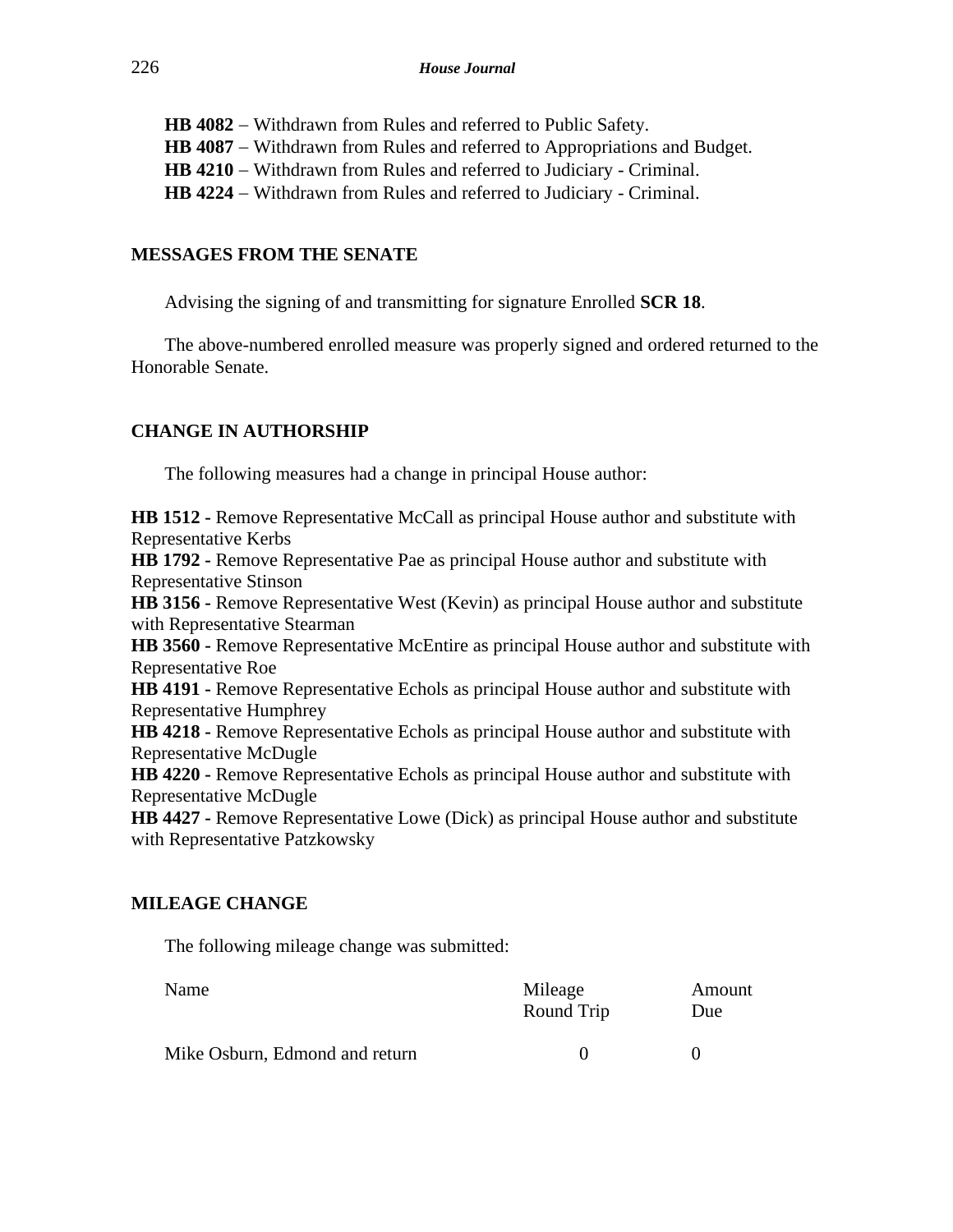**HB 4082** – Withdrawn from Rules and referred to Public Safety.
**HB 4087** – Withdrawn from Rules and referred to Appropriations and Budget.
**HB 4210** – Withdrawn from Rules and referred to Judiciary - Criminal.
**HB 4224** – Withdrawn from Rules and referred to Judiciary - Criminal.

## MESSAGES FROM THE SENATE

Advising the signing of and transmitting for signature Enrolled **SCR 18**.

The above-numbered enrolled measure was properly signed and ordered returned to the Honorable Senate.

## CHANGE IN AUTHORSHIP

The following measures had a change in principal House author:

**HB 1512 -** Remove Representative McCall as principal House author and substitute with Representative Kerbs
**HB 1792 -** Remove Representative Pae as principal House author and substitute with Representative Stinson
**HB 3156 -** Remove Representative West (Kevin) as principal House author and substitute with Representative Stearman
**HB 3560 -** Remove Representative McEntire as principal House author and substitute with Representative Roe
**HB 4191 -** Remove Representative Echols as principal House author and substitute with Representative Humphrey
**HB 4218 -** Remove Representative Echols as principal House author and substitute with Representative McDugle
**HB 4220 -** Remove Representative Echols as principal House author and substitute with Representative McDugle
**HB 4427 -** Remove Representative Lowe (Dick) as principal House author and substitute with Representative Patzkowsky

## MILEAGE CHANGE

The following mileage change was submitted:

| Name | Mileage Round Trip | Amount Due |
|---|---|---|
| Mike Osburn, Edmond and return | 0 | 0 |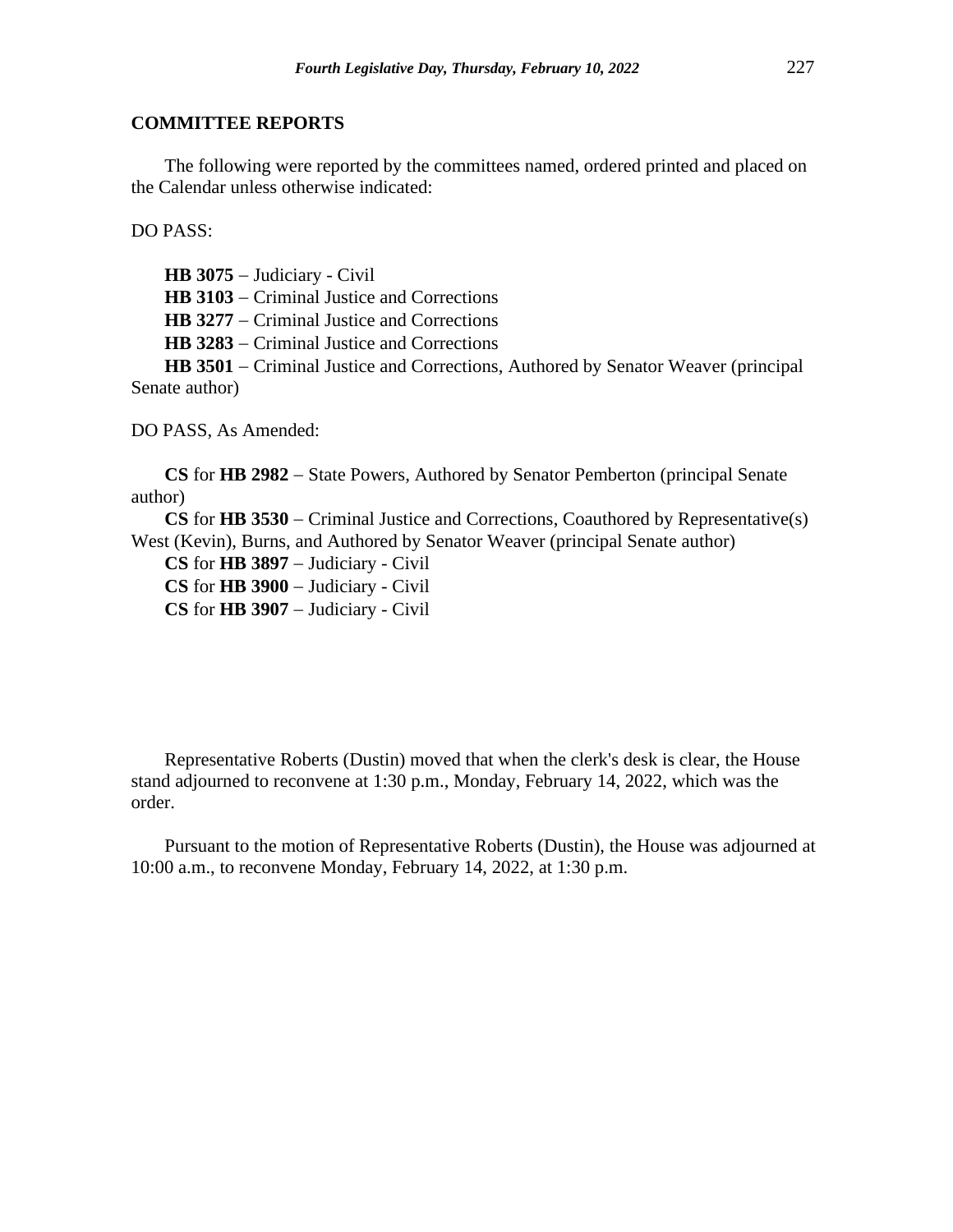## COMMITTEE REPORTS

The following were reported by the committees named, ordered printed and placed on the Calendar unless otherwise indicated:

DO PASS:

**HB 3075** – Judiciary - Civil
**HB 3103** – Criminal Justice and Corrections
**HB 3277** – Criminal Justice and Corrections
**HB 3283** – Criminal Justice and Corrections
**HB 3501** – Criminal Justice and Corrections, Authored by Senator Weaver (principal Senate author)

DO PASS, As Amended:

**CS** for **HB 2982** – State Powers, Authored by Senator Pemberton (principal Senate author)
**CS** for **HB 3530** – Criminal Justice and Corrections, Coauthored by Representative(s) West (Kevin), Burns, and Authored by Senator Weaver (principal Senate author)
**CS** for **HB 3897** – Judiciary - Civil
**CS** for **HB 3900** – Judiciary - Civil
**CS** for **HB 3907** – Judiciary - Civil

Representative Roberts (Dustin) moved that when the clerk's desk is clear, the House stand adjourned to reconvene at 1:30 p.m., Monday, February 14, 2022, which was the order.

Pursuant to the motion of Representative Roberts (Dustin), the House was adjourned at 10:00 a.m., to reconvene Monday, February 14, 2022, at 1:30 p.m.